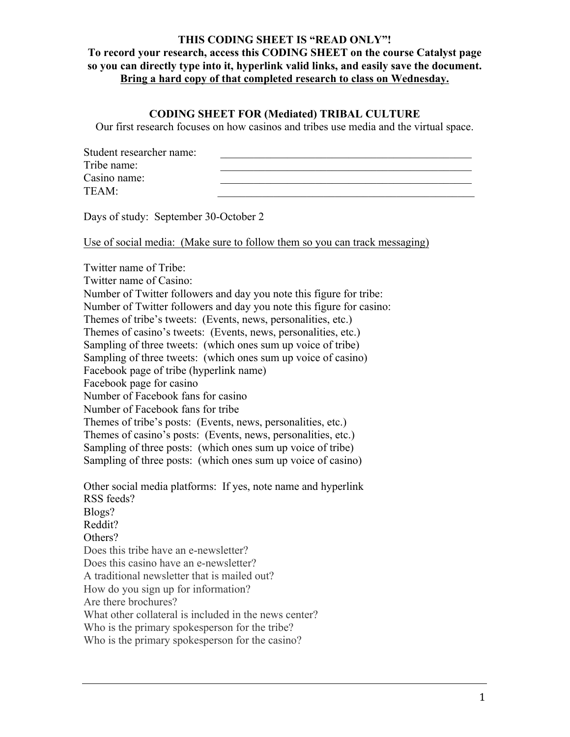**THIS CODING SHEET IS "READ ONLY"!**
**To record your research, access this CODING SHEET on the course Catalyst page so you can directly type into it, hyperlink valid links, and easily save the document.**
**<u>Bring a hard copy of that completed research to class on Wednesday.</u>**

## CODING SHEET FOR (Mediated) TRIBAL CULTURE

Our first research focuses on how casinos and tribes use media and the virtual space.

Student researcher name: ______________________________________________
Tribe name: ______________________________________________
Casino name: ______________________________________________
TEAM: ______________________________________________

Days of study: September 30-October 2

<u>Use of social media: (Make sure to follow them so you can track messaging)</u>

Twitter name of Tribe:
Twitter name of Casino:
Number of Twitter followers and day you note this figure for tribe:
Number of Twitter followers and day you note this figure for casino:
Themes of tribe's tweets: (Events, news, personalities, etc.)
Themes of casino's tweets: (Events, news, personalities, etc.)
Sampling of three tweets: (which ones sum up voice of tribe)
Sampling of three tweets: (which ones sum up voice of casino)
Facebook page of tribe (hyperlink name)
Facebook page for casino
Number of Facebook fans for casino
Number of Facebook fans for tribe
Themes of tribe's posts: (Events, news, personalities, etc.)
Themes of casino's posts: (Events, news, personalities, etc.)
Sampling of three posts: (which ones sum up voice of tribe)
Sampling of three posts: (which ones sum up voice of casino)

Other social media platforms: If yes, note name and hyperlink
RSS feeds?
Blogs?
Reddit?
Others?
Does this tribe have an e-newsletter?
Does this casino have an e-newsletter?
A traditional newsletter that is mailed out?
How do you sign up for information?
Are there brochures?
What other collateral is included in the news center?
Who is the primary spokesperson for the tribe?
Who is the primary spokesperson for the casino?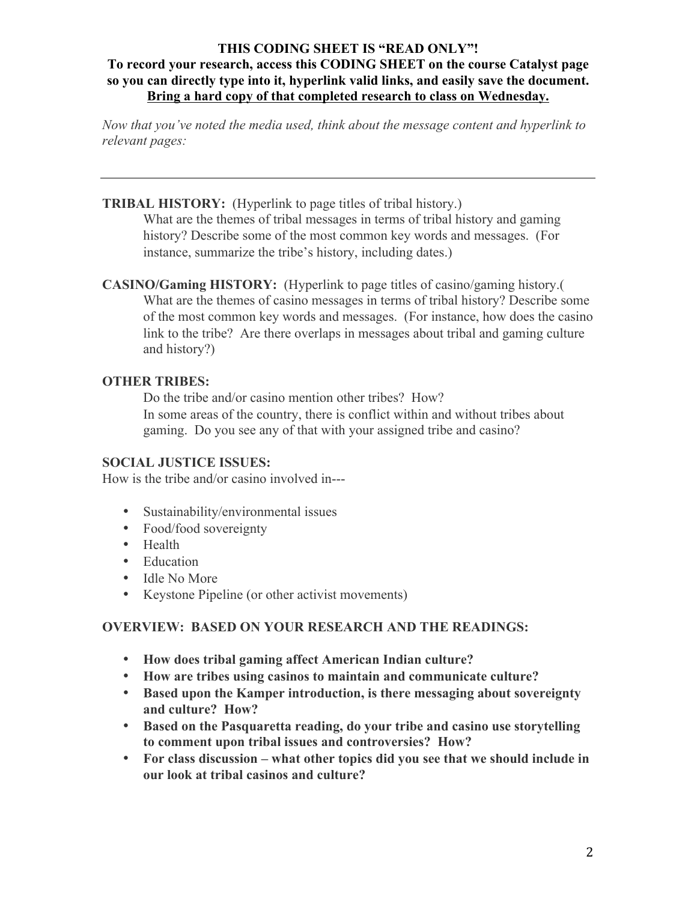**THIS CODING SHEET IS "READ ONLY"!**
**To record your research, access this CODING SHEET on the course Catalyst page so you can directly type into it, hyperlink valid links, and easily save the document.**
**<u>Bring a hard copy of that completed research to class on Wednesday.</u>**

*Now that you've noted the media used, think about the message content and hyperlink to relevant pages:*

---

**TRIBAL HISTORY:** (Hyperlink to page titles of tribal history.)
What are the themes of tribal messages in terms of tribal history and gaming history? Describe some of the most common key words and messages. (For instance, summarize the tribe's history, including dates.)

**CASINO/Gaming HISTORY:** (Hyperlink to page titles of casino/gaming history.(
What are the themes of casino messages in terms of tribal history? Describe some of the most common key words and messages. (For instance, how does the casino link to the tribe? Are there overlaps in messages about tribal and gaming culture and history?)

**OTHER TRIBES:**
Do the tribe and/or casino mention other tribes? How?
In some areas of the country, there is conflict within and without tribes about gaming. Do you see any of that with your assigned tribe and casino?

**SOCIAL JUSTICE ISSUES:**
How is the tribe and/or casino involved in---

- Sustainability/environmental issues
- Food/food sovereignty
- Health
- Education
- Idle No More
- Keystone Pipeline (or other activist movements)

**OVERVIEW: BASED ON YOUR RESEARCH AND THE READINGS:**

- **How does tribal gaming affect American Indian culture?**
- **How are tribes using casinos to maintain and communicate culture?**
- **Based upon the Kamper introduction, is there messaging about sovereignty and culture? How?**
- **Based on the Pasquaretta reading, do your tribe and casino use storytelling to comment upon tribal issues and controversies? How?**
- **For class discussion – what other topics did you see that we should include in our look at tribal casinos and culture?**